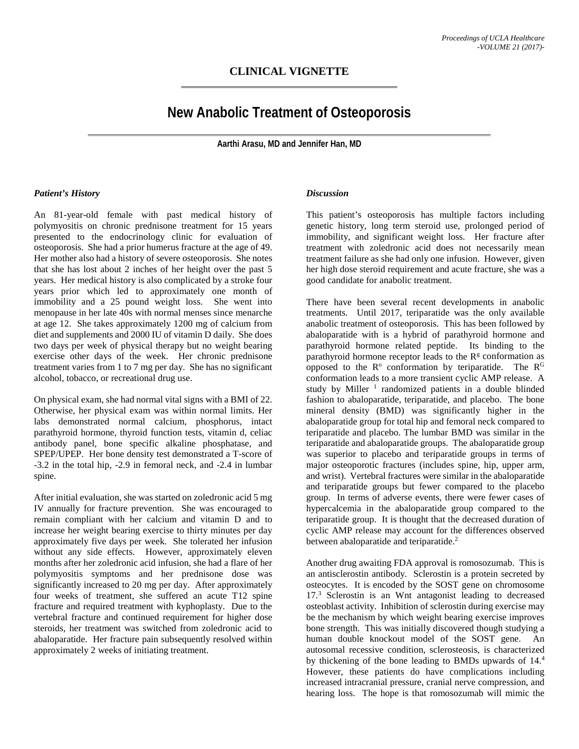**CLINICAL VIGNETTE**

# New Anabolic Treatment of Osteoporosis

**Aarthi Arasu, MD and Jennifer Han, MD**

### *Patient's History*

An 81-year-old female with past medical history of polymyositis on chronic prednisone treatment for 15 years presented to the endocrinology clinic for evaluation of osteoporosis. She had a prior humerus fracture at the age of 49. Her mother also had a history of severe osteoporosis. She notes that she has lost about 2 inches of her height over the past 5 years. Her medical history is also complicated by a stroke four years prior which led to approximately one month of immobility and a 25 pound weight loss. She went into menopause in her late 40s with normal menses since menarche at age 12. She takes approximately 1200 mg of calcium from diet and supplements and 2000 IU of vitamin D daily. She does two days per week of physical therapy but no weight bearing exercise other days of the week. Her chronic prednisone treatment varies from 1 to 7 mg per day. She has no significant alcohol, tobacco, or recreational drug use.

On physical exam, she had normal vital signs with a BMI of 22. Otherwise, her physical exam was within normal limits. Her labs demonstrated normal calcium, phosphorus, intact parathyroid hormone, thyroid function tests, vitamin d, celiac antibody panel, bone specific alkaline phosphatase, and SPEP/UPEP. Her bone density test demonstrated a T-score of -3.2 in the total hip, -2.9 in femoral neck, and -2.4 in lumbar spine.

After initial evaluation, she was started on zoledronic acid 5 mg IV annually for fracture prevention. She was encouraged to remain compliant with her calcium and vitamin D and to increase her weight bearing exercise to thirty minutes per day approximately five days per week. She tolerated her infusion without any side effects. However, approximately eleven months after her zoledronic acid infusion, she had a flare of her polymyositis symptoms and her prednisone dose was significantly increased to 20 mg per day. After approximately four weeks of treatment, she suffered an acute T12 spine fracture and required treatment with kyphoplasty. Due to the vertebral fracture and continued requirement for higher dose steroids, her treatment was switched from zoledronic acid to abaloparatide. Her fracture pain subsequently resolved within approximately 2 weeks of initiating treatment.

### *Discussion*

This patient's osteoporosis has multiple factors including genetic history, long term steroid use, prolonged period of immobility, and significant weight loss. Her fracture after treatment with zoledronic acid does not necessarily mean treatment failure as she had only one infusion. However, given her high dose steroid requirement and acute fracture, she was a good candidate for anabolic treatment.

There have been several recent developments in anabolic treatments. Until 2017, teriparatide was the only available anabolic treatment of osteoporosis. This has been followed by abaloparatide with is a hybrid of parathyroid hormone and parathyroid hormone related peptide. Its binding to the parathyroid hormone receptor leads to the $R^g$ conformation as opposed to the $R^o$ conformation by teriparatide. The $R^G$ conformation leads to a more transient cyclic AMP release. A study by Miller [1] randomized patients in a double blinded fashion to abaloparatide, teriparatide, and placebo. The bone mineral density (BMD) was significantly higher in the abaloparatide group for total hip and femoral neck compared to teriparatide and placebo. The lumbar BMD was similar in the teriparatide and abaloparatide groups. The abaloparatide group was superior to placebo and teriparatide groups in terms of major osteoporotic fractures (includes spine, hip, upper arm, and wrist). Vertebral fractures were similar in the abaloparatide and teriparatide groups but fewer compared to the placebo group. In terms of adverse events, there were fewer cases of hypercalcemia in the abaloparatide group compared to the teriparatide group. It is thought that the decreased duration of cyclic AMP release may account for the differences observed between abaloparatide and teriparatide.[2]

Another drug awaiting FDA approval is romosozumab. This is an antisclerostin antibody. Sclerostin is a protein secreted by osteocytes. It is encoded by the SOST gene on chromosome 17.[3] Sclerostin is an Wnt antagonist leading to decreased osteoblast activity. Inhibition of sclerostin during exercise may be the mechanism by which weight bearing exercise improves bone strength. This was initially discovered though studying a human double knockout model of the SOST gene. An autosomal recessive condition, sclerosteosis, is characterized by thickening of the bone leading to BMDs upwards of 14.[4] However, these patients do have complications including increased intracranial pressure, cranial nerve compression, and hearing loss. The hope is that romosozumab will mimic the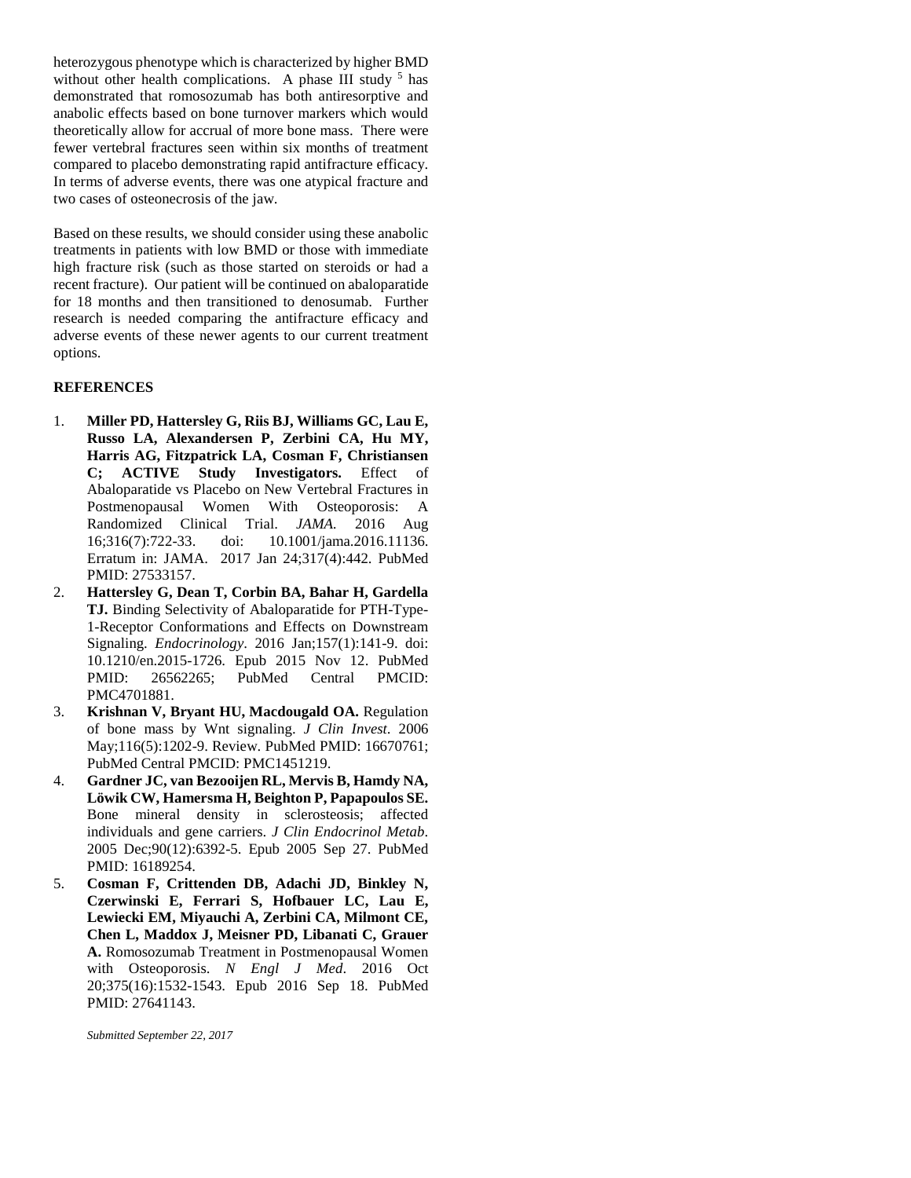heterozygous phenotype which is characterized by higher BMD without other health complications. A phase III study [5] has demonstrated that romosozumab has both antiresorptive and anabolic effects based on bone turnover markers which would theoretically allow for accrual of more bone mass. There were fewer vertebral fractures seen within six months of treatment compared to placebo demonstrating rapid antifracture efficacy. In terms of adverse events, there was one atypical fracture and two cases of osteonecrosis of the jaw.

Based on these results, we should consider using these anabolic treatments in patients with low BMD or those with immediate high fracture risk (such as those started on steroids or had a recent fracture). Our patient will be continued on abaloparatide for 18 months and then transitioned to denosumab. Further research is needed comparing the antifracture efficacy and adverse events of these newer agents to our current treatment options.

**REFERENCES**

1. **Miller PD, Hattersley G, Riis BJ, Williams GC, Lau E, Russo LA, Alexandersen P, Zerbini CA, Hu MY, Harris AG, Fitzpatrick LA, Cosman F, Christiansen C; ACTIVE Study Investigators.** Effect of Abaloparatide vs Placebo on New Vertebral Fractures in Postmenopausal Women With Osteoporosis: A Randomized Clinical Trial. *JAMA.* 2016 Aug 16;316(7):722-33. doi: 10.1001/jama.2016.11136. Erratum in: JAMA. 2017 Jan 24;317(4):442. PubMed PMID: 27533157.
2. **Hattersley G, Dean T, Corbin BA, Bahar H, Gardella TJ.** Binding Selectivity of Abaloparatide for PTH-Type-1-Receptor Conformations and Effects on Downstream Signaling. *Endocrinology*. 2016 Jan;157(1):141-9. doi: 10.1210/en.2015-1726. Epub 2015 Nov 12. PubMed PMID: 26562265; PubMed Central PMCID: PMC4701881.
3. **Krishnan V, Bryant HU, Macdougald OA.** Regulation of bone mass by Wnt signaling. *J Clin Invest*. 2006 May;116(5):1202-9. Review. PubMed PMID: 16670761; PubMed Central PMCID: PMC1451219.
4. **Gardner JC, van Bezooijen RL, Mervis B, Hamdy NA, Löwik CW, Hamersma H, Beighton P, Papapoulos SE.** Bone mineral density in sclerosteosis; affected individuals and gene carriers. *J Clin Endocrinol Metab*. 2005 Dec;90(12):6392-5. Epub 2005 Sep 27. PubMed PMID: 16189254.
5. **Cosman F, Crittenden DB, Adachi JD, Binkley N, Czerwinski E, Ferrari S, Hofbauer LC, Lau E, Lewiecki EM, Miyauchi A, Zerbini CA, Milmont CE, Chen L, Maddox J, Meisner PD, Libanati C, Grauer A.** Romosozumab Treatment in Postmenopausal Women with Osteoporosis. *N Engl J Med*. 2016 Oct 20;375(16):1532-1543. Epub 2016 Sep 18. PubMed PMID: 27641143.

*Submitted September 22, 2017*